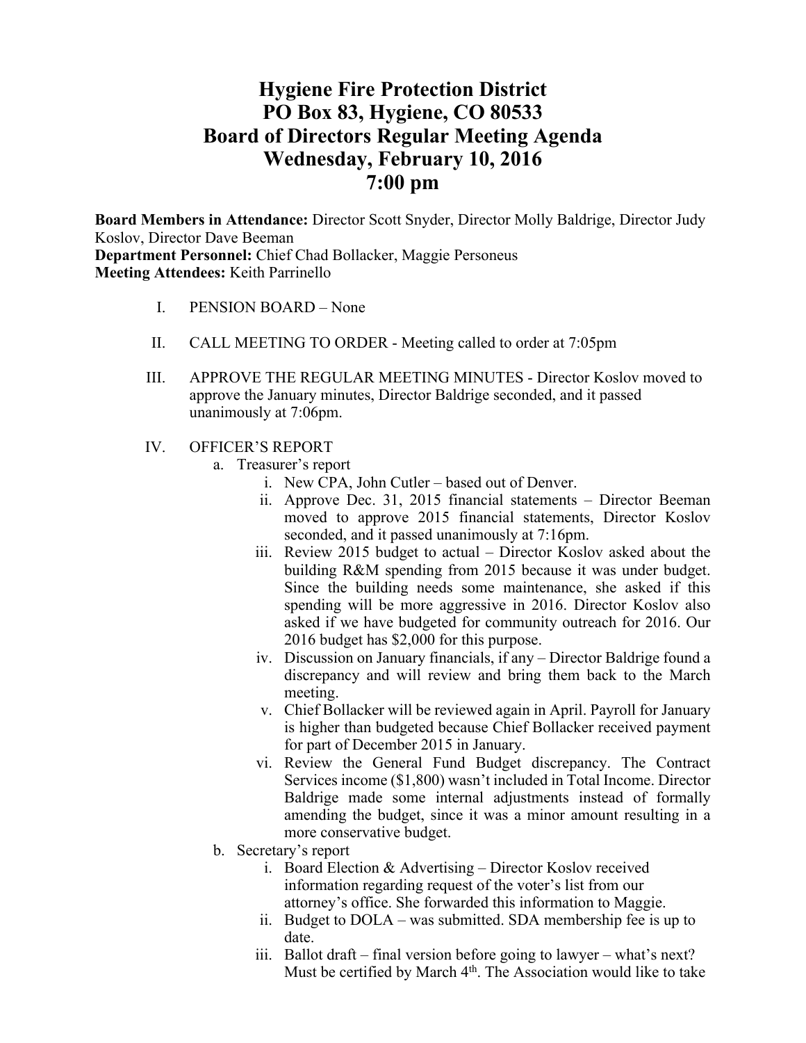# Hygiene Fire Protection District
# PO Box 83, Hygiene, CO 80533
# Board of Directors Regular Meeting Agenda
# Wednesday, February 10, 2016
# 7:00 pm

**Board Members in Attendance:** Director Scott Snyder, Director Molly Baldrige, Director Judy Koslov, Director Dave Beeman
**Department Personnel:** Chief Chad Bollacker, Maggie Personeus
**Meeting Attendees:** Keith Parrinello

I. PENSION BOARD – None

II. CALL MEETING TO ORDER - Meeting called to order at 7:05pm

III. APPROVE THE REGULAR MEETING MINUTES - Director Koslov moved to approve the January minutes, Director Baldrige seconded, and it passed unanimously at 7:06pm.

IV. OFFICER'S REPORT
   a. Treasurer's report
      i. New CPA, John Cutler – based out of Denver.
      ii. Approve Dec. 31, 2015 financial statements – Director Beeman moved to approve 2015 financial statements, Director Koslov seconded, and it passed unanimously at 7:16pm.
      iii. Review 2015 budget to actual – Director Koslov asked about the building R&M spending from 2015 because it was under budget. Since the building needs some maintenance, she asked if this spending will be more aggressive in 2016. Director Koslov also asked if we have budgeted for community outreach for 2016. Our 2016 budget has $2,000 for this purpose.
      iv. Discussion on January financials, if any – Director Baldrige found a discrepancy and will review and bring them back to the March meeting.
      v. Chief Bollacker will be reviewed again in April. Payroll for January is higher than budgeted because Chief Bollacker received payment for part of December 2015 in January.
      vi. Review the General Fund Budget discrepancy. The Contract Services income ($1,800) wasn't included in Total Income. Director Baldrige made some internal adjustments instead of formally amending the budget, since it was a minor amount resulting in a more conservative budget.
   b. Secretary's report
      i. Board Election & Advertising – Director Koslov received information regarding request of the voter's list from our attorney's office. She forwarded this information to Maggie.
      ii. Budget to DOLA – was submitted. SDA membership fee is up to date.
      iii. Ballot draft – final version before going to lawyer – what's next? Must be certified by March 4th. The Association would like to take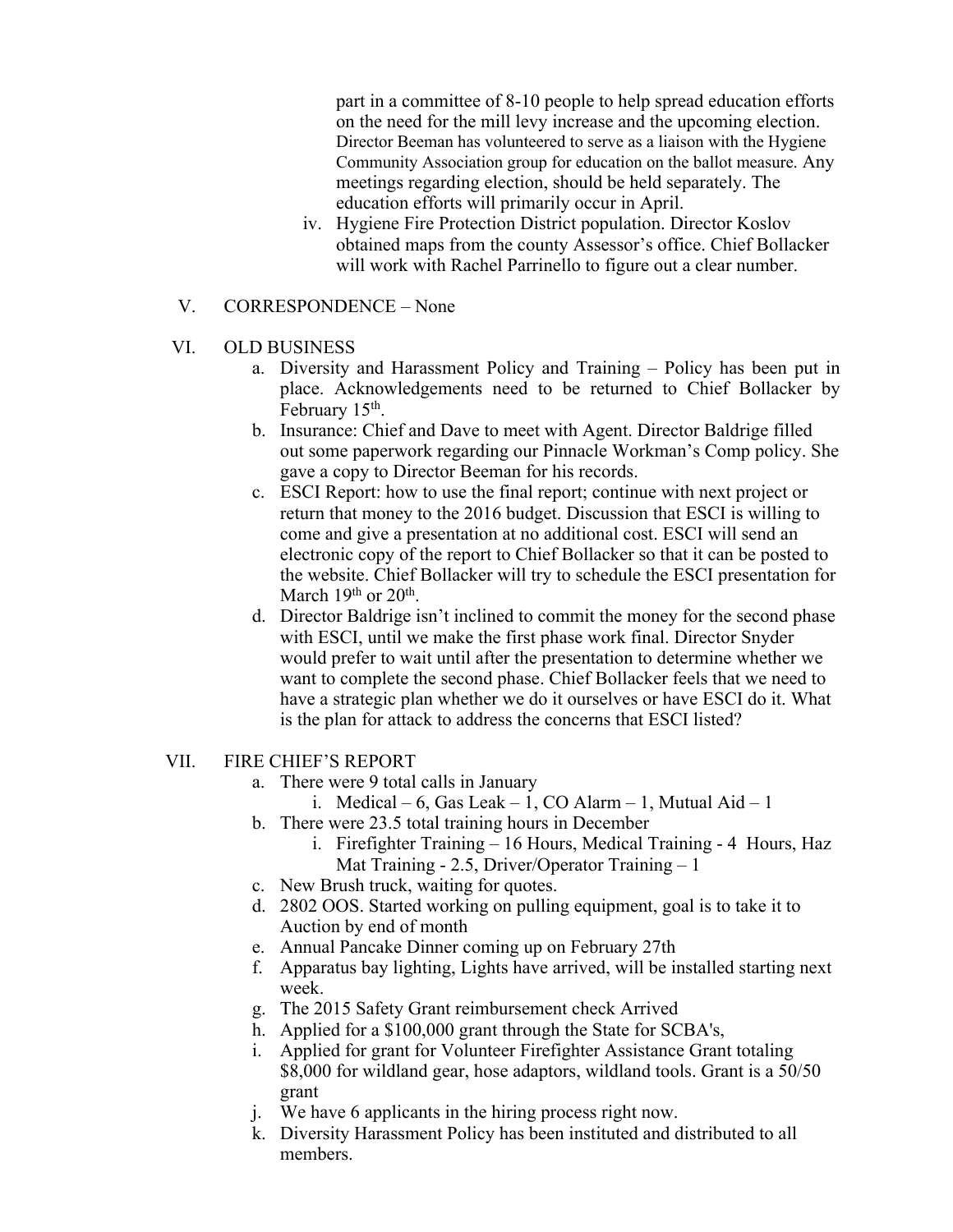part in a committee of 8-10 people to help spread education efforts on the need for the mill levy increase and the upcoming election. Director Beeman has volunteered to serve as a liaison with the Hygiene Community Association group for education on the ballot measure. Any meetings regarding election, should be held separately. The education efforts will primarily occur in April.

iv. Hygiene Fire Protection District population. Director Koslov obtained maps from the county Assessor's office. Chief Bollacker will work with Rachel Parrinello to figure out a clear number.

V. CORRESPONDENCE – None

VI. OLD BUSINESS

a. Diversity and Harassment Policy and Training – Policy has been put in place. Acknowledgements need to be returned to Chief Bollacker by February 15th.

b. Insurance: Chief and Dave to meet with Agent. Director Baldrige filled out some paperwork regarding our Pinnacle Workman's Comp policy. She gave a copy to Director Beeman for his records.

c. ESCI Report: how to use the final report; continue with next project or return that money to the 2016 budget. Discussion that ESCI is willing to come and give a presentation at no additional cost. ESCI will send an electronic copy of the report to Chief Bollacker so that it can be posted to the website. Chief Bollacker will try to schedule the ESCI presentation for March 19th or 20th.

d. Director Baldrige isn't inclined to commit the money for the second phase with ESCI, until we make the first phase work final. Director Snyder would prefer to wait until after the presentation to determine whether we want to complete the second phase. Chief Bollacker feels that we need to have a strategic plan whether we do it ourselves or have ESCI do it. What is the plan for attack to address the concerns that ESCI listed?

VII. FIRE CHIEF'S REPORT

a. There were 9 total calls in January
   i. Medical – 6, Gas Leak – 1, CO Alarm – 1, Mutual Aid – 1

b. There were 23.5 total training hours in December
   i. Firefighter Training – 16 Hours, Medical Training - 4 Hours, Haz Mat Training - 2.5, Driver/Operator Training – 1

c. New Brush truck, waiting for quotes.

d. 2802 OOS. Started working on pulling equipment, goal is to take it to Auction by end of month

e. Annual Pancake Dinner coming up on February 27th

f. Apparatus bay lighting, Lights have arrived, will be installed starting next week.

g. The 2015 Safety Grant reimbursement check Arrived

h. Applied for a $100,000 grant through the State for SCBA's,

i. Applied for grant for Volunteer Firefighter Assistance Grant totaling $8,000 for wildland gear, hose adaptors, wildland tools. Grant is a 50/50 grant

j. We have 6 applicants in the hiring process right now.

k. Diversity Harassment Policy has been instituted and distributed to all members.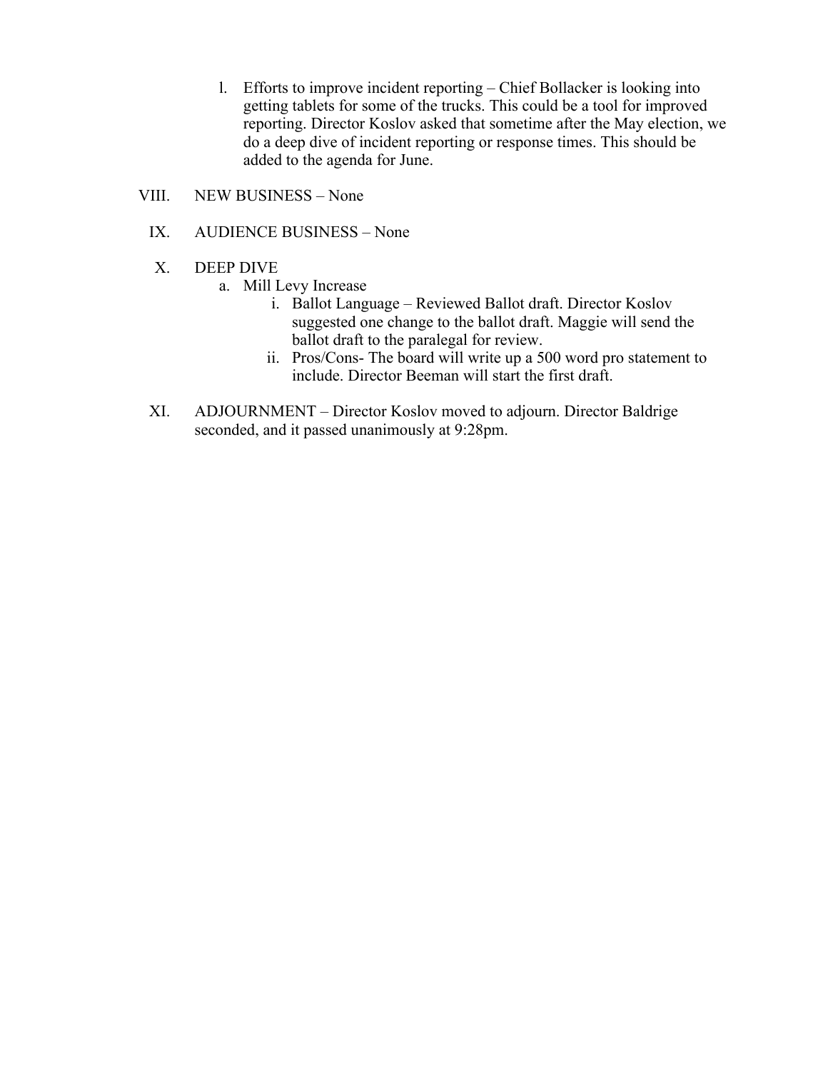l. Efforts to improve incident reporting – Chief Bollacker is looking into getting tablets for some of the trucks. This could be a tool for improved reporting. Director Koslov asked that sometime after the May election, we do a deep dive of incident reporting or response times. This should be added to the agenda for June.

VIII. NEW BUSINESS – None

IX. AUDIENCE BUSINESS – None

X. DEEP DIVE

  a. Mill Levy Increase

    i. Ballot Language – Reviewed Ballot draft. Director Koslov suggested one change to the ballot draft. Maggie will send the ballot draft to the paralegal for review.

    ii. Pros/Cons- The board will write up a 500 word pro statement to include. Director Beeman will start the first draft.

XI. ADJOURNMENT – Director Koslov moved to adjourn. Director Baldrige seconded, and it passed unanimously at 9:28pm.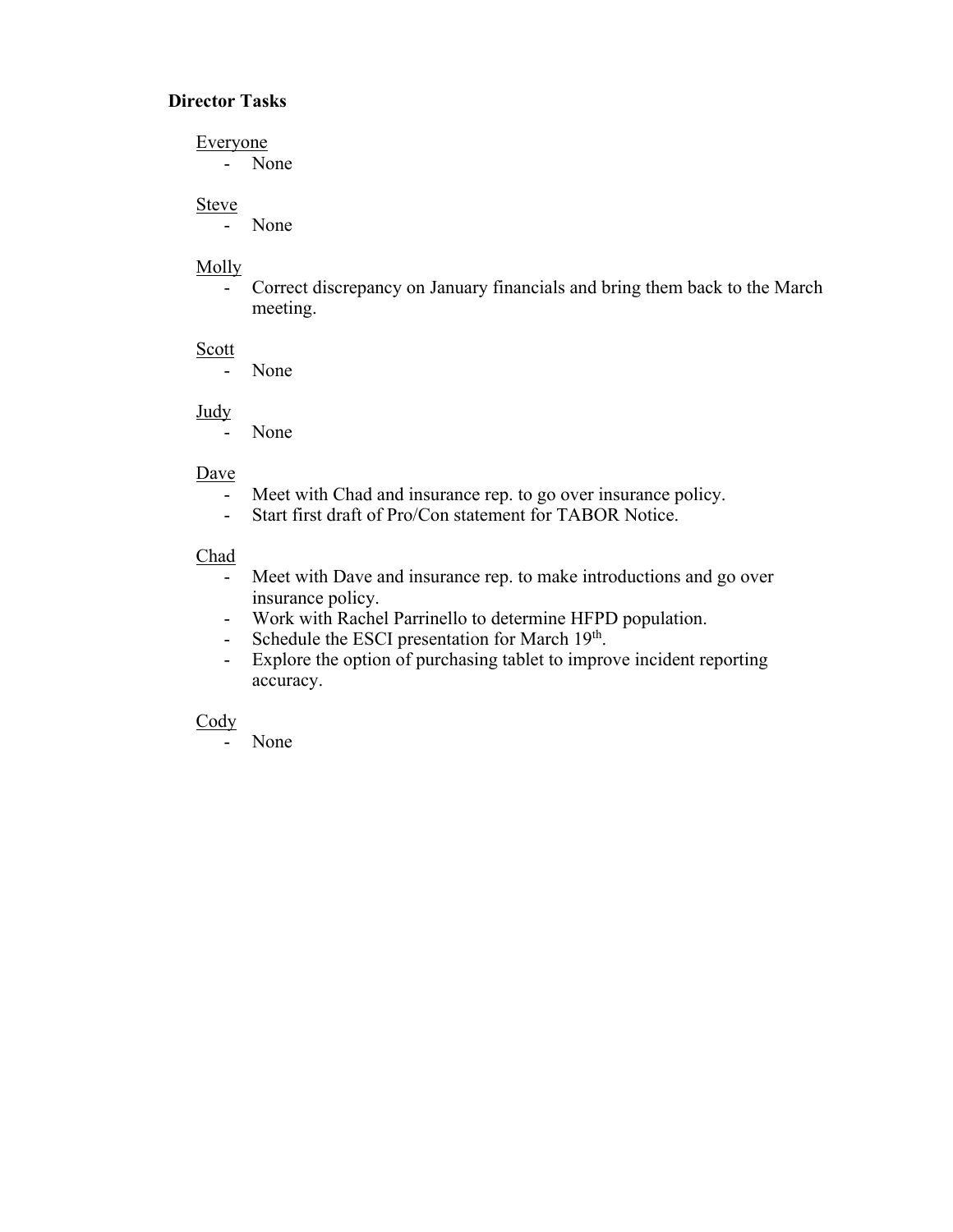**Director Tasks**

Everyone
- None

Steve
- None

Molly
- Correct discrepancy on January financials and bring them back to the March meeting.

Scott
- None

Judy
- None

Dave
- Meet with Chad and insurance rep. to go over insurance policy.
- Start first draft of Pro/Con statement for TABOR Notice.

Chad
- Meet with Dave and insurance rep. to make introductions and go over insurance policy.
- Work with Rachel Parrinello to determine HFPD population.
- Schedule the ESCI presentation for March 19th.
- Explore the option of purchasing tablet to improve incident reporting accuracy.

Cody
- None